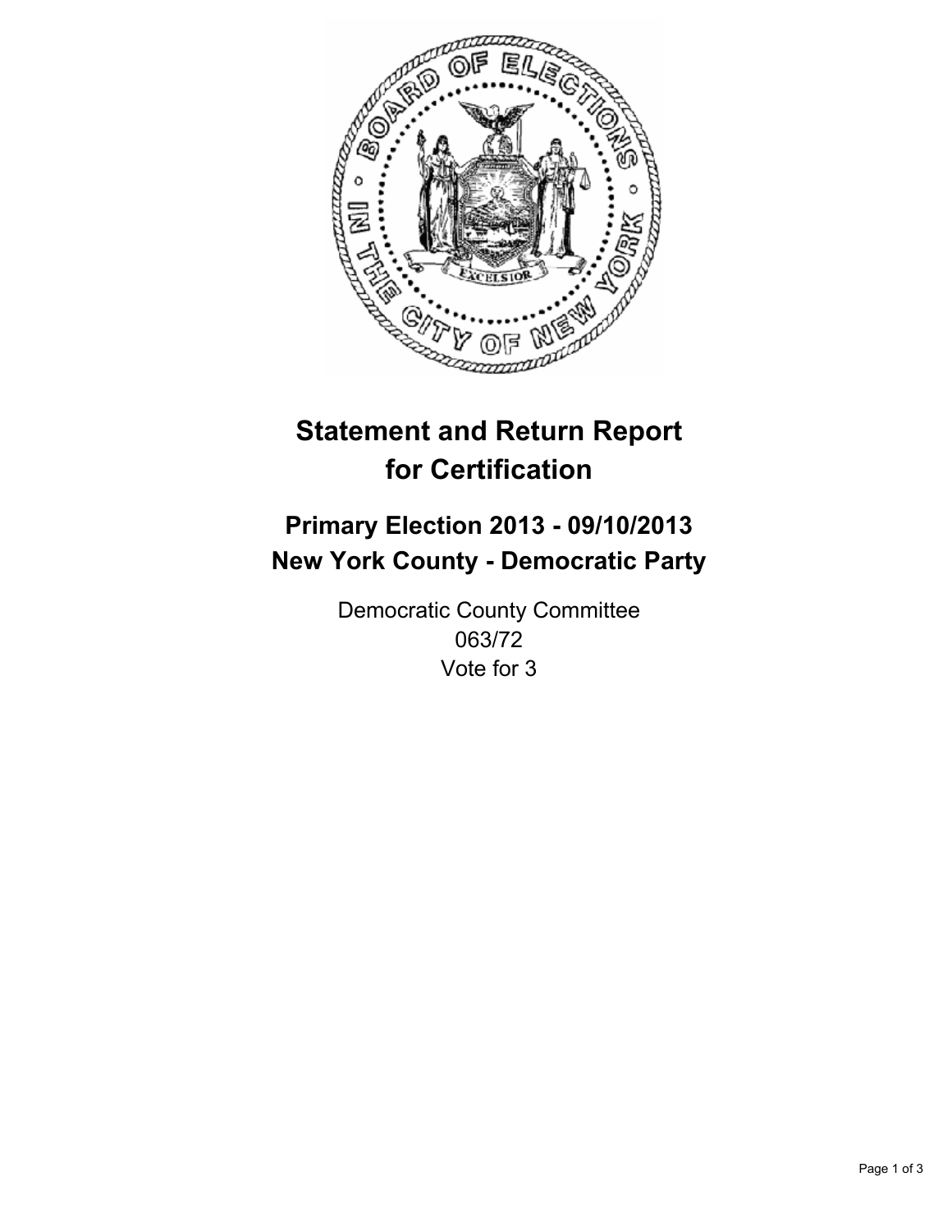# Statement and Return Report for Certification

## Primary Election 2013 - 09/10/2013
## New York County - Democratic Party

Democratic County Committee
063/72
Vote for 3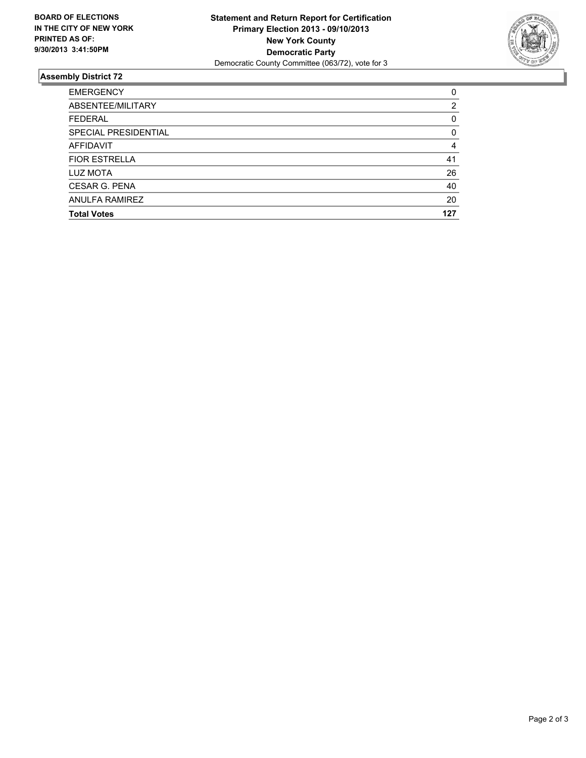**BOARD OF ELECTIONS IN THE CITY OF NEW YORK PRINTED AS OF: 9/30/2013 3:41:50PM**

**Statement and Return Report for Certification**
**Primary Election 2013 - 09/10/2013**
**New York County**
**Democratic Party**
Democratic County Committee (063/72), vote for 3

## Assembly District 72

| | |
|---|---|
| EMERGENCY | 0 |
| ABSENTEE/MILITARY | 2 |
| FEDERAL | 0 |
| SPECIAL PRESIDENTIAL | 0 |
| AFFIDAVIT | 4 |
| FIOR ESTRELLA | 41 |
| LUZ MOTA | 26 |
| CESAR G. PENA | 40 |
| ANULFA RAMIREZ | 20 |
| **Total Votes** | **127** |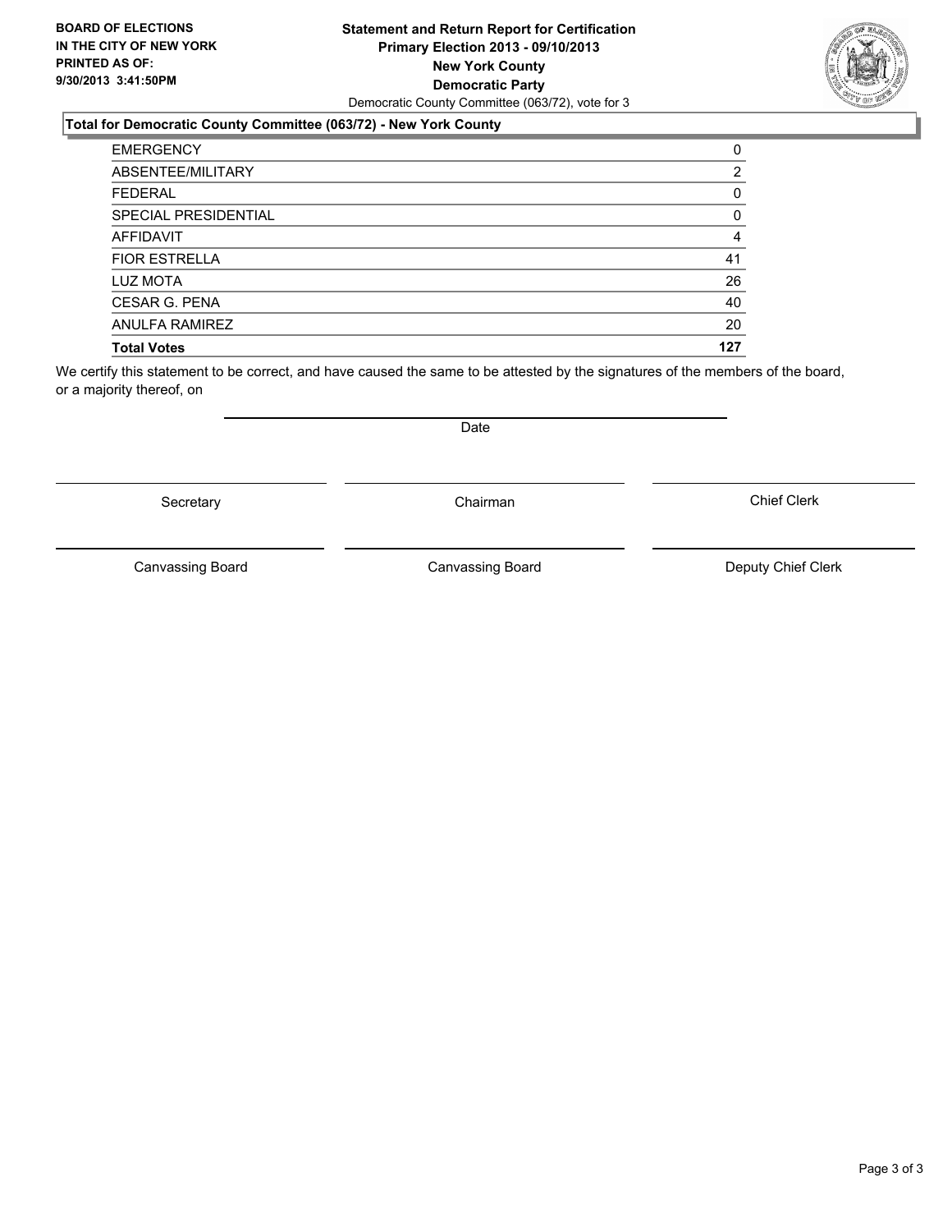**BOARD OF ELECTIONS IN THE CITY OF NEW YORK PRINTED AS OF: 9/30/2013 3:41:50PM**

**Statement and Return Report for Certification**
**Primary Election 2013 - 09/10/2013**
**New York County**
**Democratic Party**
Democratic County Committee (063/72), vote for 3

### Total for Democratic County Committee (063/72) - New York County

| | |
|---|---|
| EMERGENCY | 0 |
| ABSENTEE/MILITARY | 2 |
| FEDERAL | 0 |
| SPECIAL PRESIDENTIAL | 0 |
| AFFIDAVIT | 4 |
| FIOR ESTRELLA | 41 |
| LUZ MOTA | 26 |
| CESAR G. PENA | 40 |
| ANULFA RAMIREZ | 20 |
| **Total Votes** | **127** |

We certify this statement to be correct, and have caused the same to be attested by the signatures of the members of the board, or a majority thereof, on

Date

Secretary

Chairman

Chief Clerk

Canvassing Board

Canvassing Board

Deputy Chief Clerk